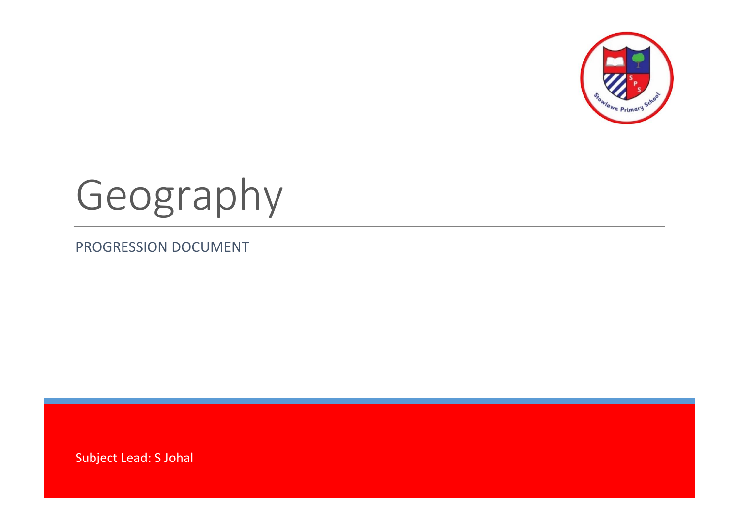# Geography

PROGRESSION DOCUMENT

Subject Lead: S Johal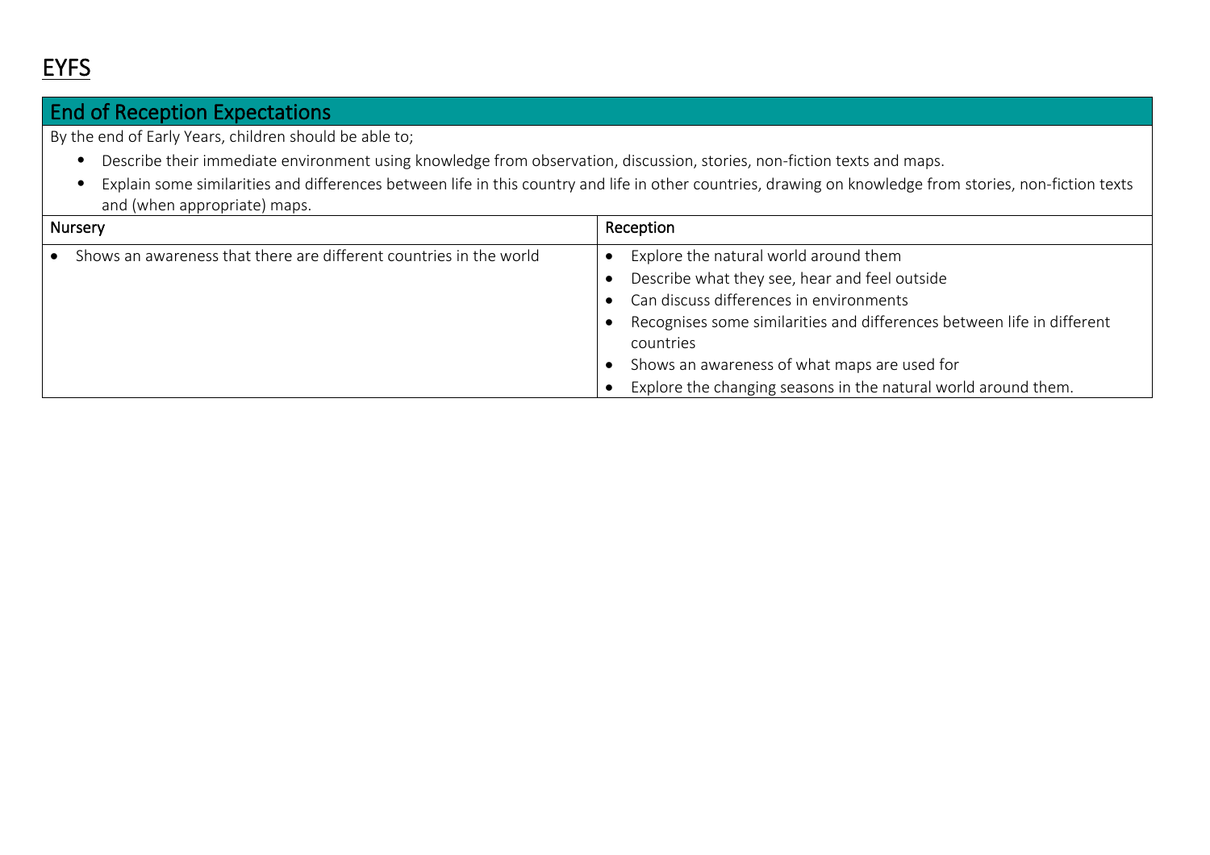# EYFS

## End of Reception Expectations

By the end of Early Years, children should be able to;

- Describe their immediate environment using knowledge from observation, discussion, stories, non-fiction texts and maps.
- Explain some similarities and differences between life in this country and life in other countries, drawing on knowledge from stories, non-fiction texts and (when appropriate) maps.

| Nursery | Reception |
| --- | --- |
| • Shows an awareness that there are different countries in the world | • Explore the natural world around them<br>• Describe what they see, hear and feel outside<br>• Can discuss differences in environments<br>• Recognises some similarities and differences between life in different countries<br>• Shows an awareness of what maps are used for<br>• Explore the changing seasons in the natural world around them. |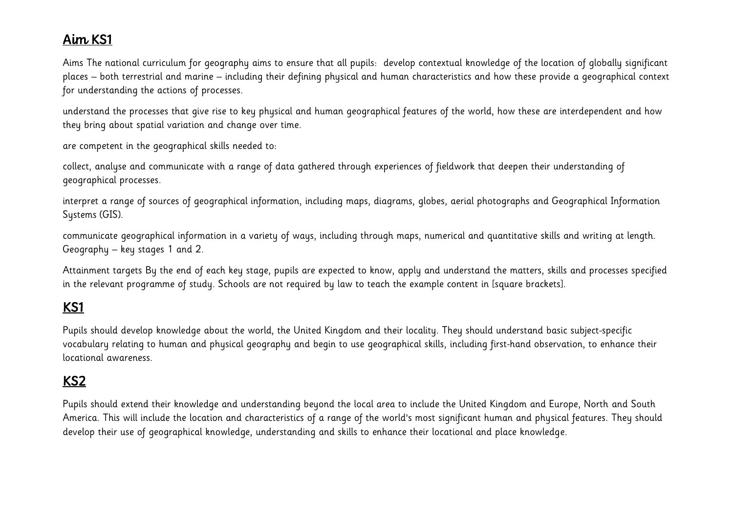## Aim KS1

Aims The national curriculum for geography aims to ensure that all pupils: develop contextual knowledge of the location of globally significant places – both terrestrial and marine – including their defining physical and human characteristics and how these provide a geographical context for understanding the actions of processes.

understand the processes that give rise to key physical and human geographical features of the world, how these are interdependent and how they bring about spatial variation and change over time.

are competent in the geographical skills needed to:

collect, analyse and communicate with a range of data gathered through experiences of fieldwork that deepen their understanding of geographical processes.

interpret a range of sources of geographical information, including maps, diagrams, globes, aerial photographs and Geographical Information Systems (GIS).

communicate geographical information in a variety of ways, including through maps, numerical and quantitative skills and writing at length. Geography – key stages 1 and 2.

Attainment targets By the end of each key stage, pupils are expected to know, apply and understand the matters, skills and processes specified in the relevant programme of study. Schools are not required by law to teach the example content in [square brackets].

## KS1

Pupils should develop knowledge about the world, the United Kingdom and their locality. They should understand basic subject-specific vocabulary relating to human and physical geography and begin to use geographical skills, including first-hand observation, to enhance their locational awareness.

## KS2

Pupils should extend their knowledge and understanding beyond the local area to include the United Kingdom and Europe, North and South America. This will include the location and characteristics of a range of the world's most significant human and physical features. They should develop their use of geographical knowledge, understanding and skills to enhance their locational and place knowledge.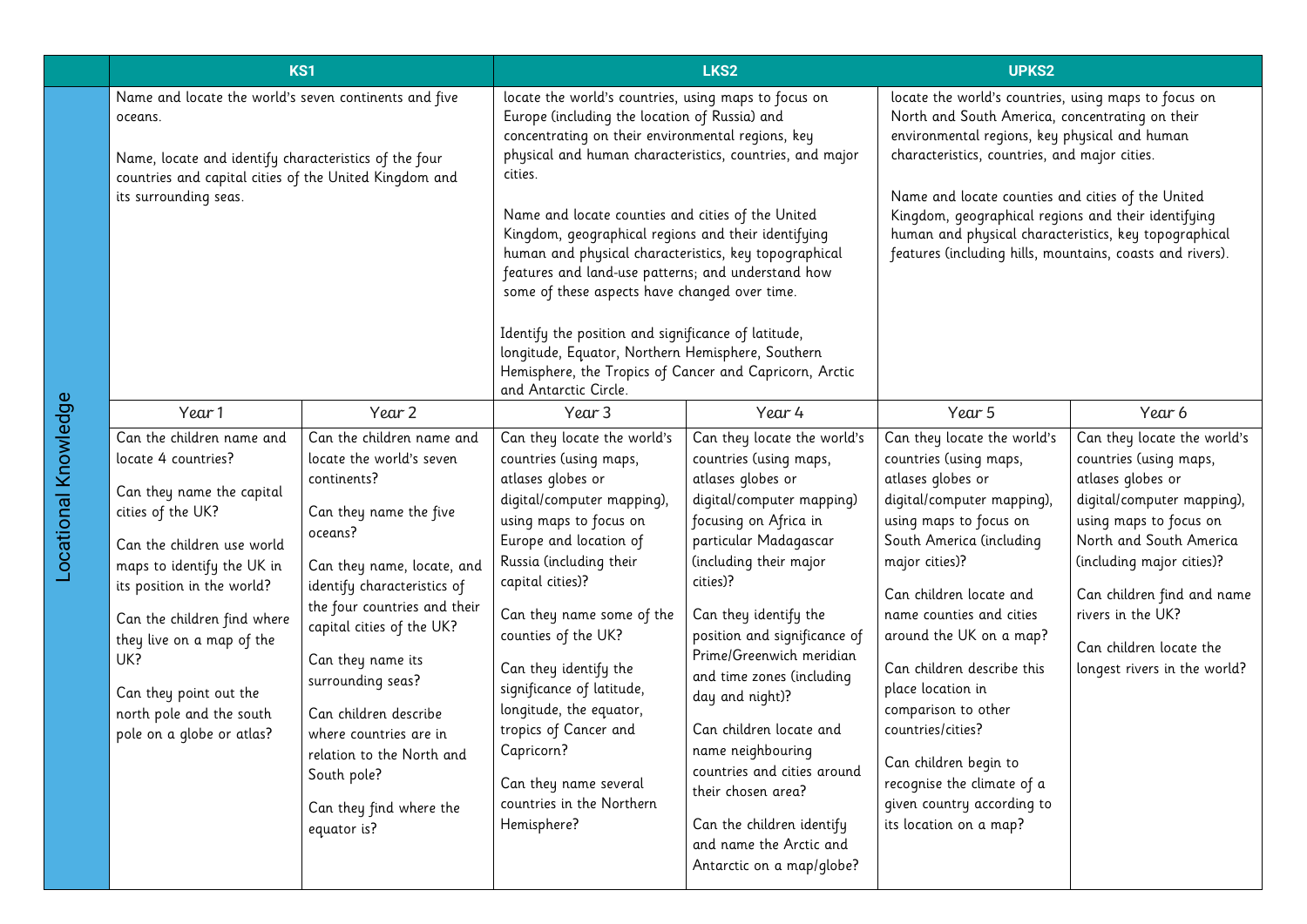| | KS1 | | LKS2 | | UPKS2 | |
|---|---|---|---|---|---|---|
| Locational Knowledge | Name and locate the world's seven continents and five oceans.<br><br>Name, locate and identify characteristics of the four countries and capital cities of the United Kingdom and its surrounding seas. | | locate the world's countries, using maps to focus on Europe (including the location of Russia) and concentrating on their environmental regions, key physical and human characteristics, countries, and major cities.<br><br>Name and locate counties and cities of the United Kingdom, geographical regions and their identifying human and physical characteristics, key topographical features and land-use patterns; and understand how some of these aspects have changed over time.<br><br>Identify the position and significance of latitude, longitude, Equator, Northern Hemisphere, Southern Hemisphere, the Tropics of Cancer and Capricorn, Arctic and Antarctic Circle. | | locate the world's countries, using maps to focus on North and South America, concentrating on their environmental regions, key physical and human characteristics, countries, and major cities.<br><br>Name and locate counties and cities of the United Kingdom, geographical regions and their identifying human and physical characteristics, key topographical features (including hills, mountains, coasts and rivers). | |
| | Year 1 | Year 2 | Year 3 | Year 4 | Year 5 | Year 6 |
| | Can the children name and locate 4 countries?<br><br>Can they name the capital cities of the UK?<br><br>Can the children use world maps to identify the UK in its position in the world?<br><br>Can the children find where they live on a map of the UK?<br><br>Can they point out the north pole and the south pole on a globe or atlas? | Can the children name and locate the world's seven continents?<br><br>Can they name the five oceans?<br><br>Can they name, locate, and identify characteristics of the four countries and their capital cities of the UK?<br><br>Can they name its surrounding seas?<br><br>Can children describe where countries are in relation to the North and South pole?<br><br>Can they find where the equator is? | Can they locate the world's countries (using maps, atlases globes or digital/computer mapping), using maps to focus on Europe and location of Russia (including their capital cities)?<br><br>Can they name some of the counties of the UK?<br><br>Can they identify the significance of latitude, longitude, the equator, tropics of Cancer and Capricorn?<br><br>Can they name several countries in the Northern Hemisphere? | Can they locate the world's countries (using maps, atlases globes or digital/computer mapping) focusing on Africa in particular Madagascar (including their major cities)?<br><br>Can they identify the position and significance of Prime/Greenwich meridian and time zones (including day and night)?<br><br>Can children locate and name neighbouring countries and cities around their chosen area?<br><br>Can the children identify and name the Arctic and Antarctic on a map/globe? | Can they locate the world's countries (using maps, atlases globes or digital/computer mapping), using maps to focus on South America (including major cities)?<br><br>Can children locate and name counties and cities around the UK on a map?<br><br>Can children describe this place location in comparison to other countries/cities?<br><br>Can children begin to recognise the climate of a given country according to its location on a map? | Can they locate the world's countries (using maps, atlases globes or digital/computer mapping), using maps to focus on North and South America (including major cities)?<br><br>Can children find and name rivers in the UK?<br><br>Can children locate the longest rivers in the world? |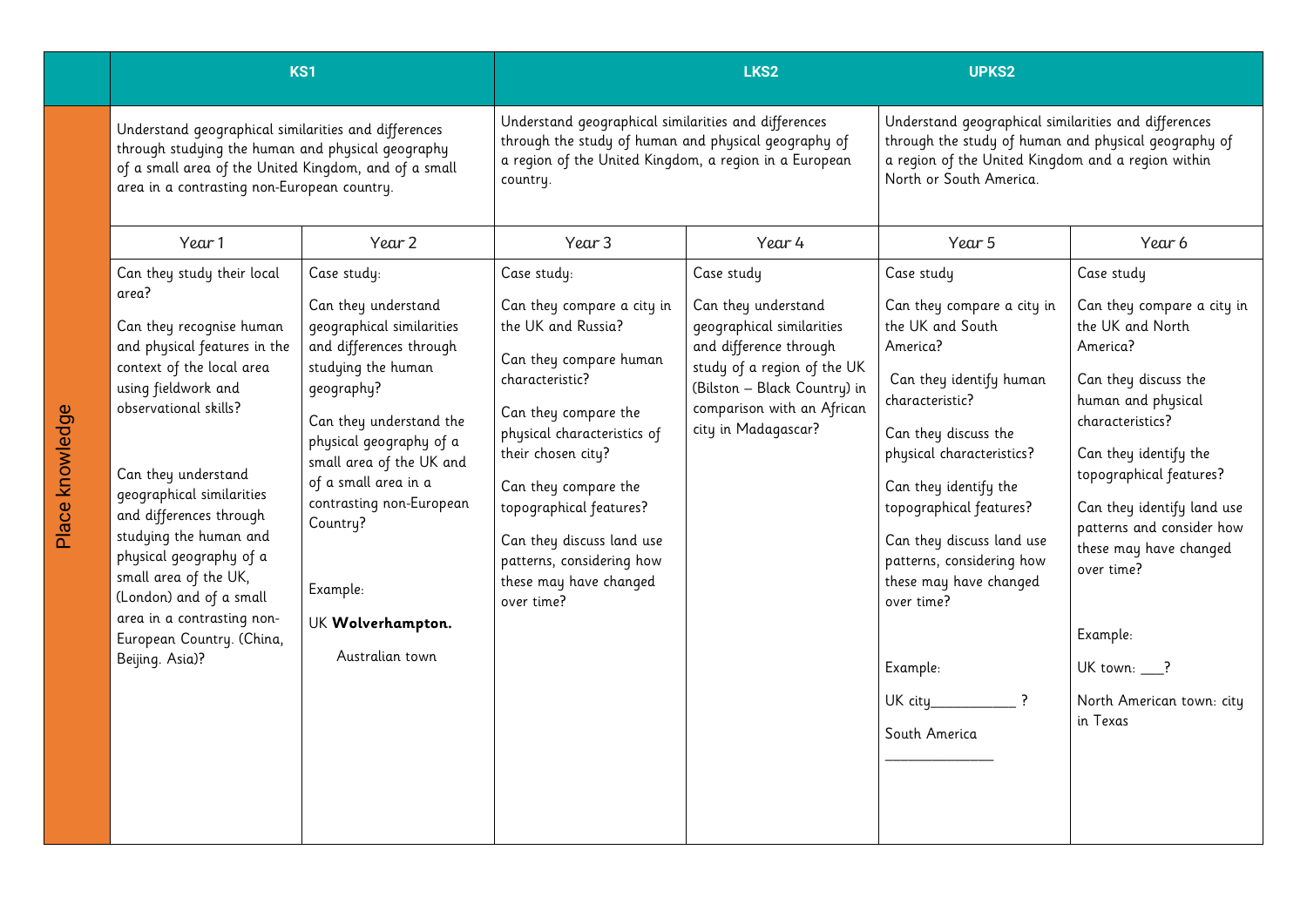| | KS1 | | LKS2 | | UPKS2 | |
|---|---|---|---|---|---|---|
| Place knowledge | Understand geographical similarities and differences through studying the human and physical geography of a small area of the United Kingdom, and of a small area in a contrasting non-European country. | | Understand geographical similarities and differences through the study of human and physical geography of a region of the United Kingdom, a region in a European country. | | Understand geographical similarities and differences through the study of human and physical geography of a region of the United Kingdom and a region within North or South America. | |
| | Year 1 | Year 2 | Year 3 | Year 4 | Year 5 | Year 6 |
| | Can they study their local area?<br><br>Can they recognise human and physical features in the context of the local area using fieldwork and observational skills?<br><br>Can they understand geographical similarities and differences through studying the human and physical geography of a small area of the UK, (London) and of a small area in a contrasting non-European Country. (China, Beijing. Asia)? | Case study:<br><br>Can they understand geographical similarities and differences through studying the human geography?<br><br>Can they understand the physical geography of a small area of the UK and of a small area in a contrasting non-European Country?<br><br>Example:<br><br>UK **Wolverhampton.**<br><br>Australian town | Case study:<br><br>Can they compare a city in the UK and Russia?<br><br>Can they compare human characteristic?<br><br>Can they compare the physical characteristics of their chosen city?<br><br>Can they compare the topographical features?<br><br>Can they discuss land use patterns, considering how these may have changed over time? | Case study<br><br>Can they understand geographical similarities and difference through study of a region of the UK (Bilston – Black Country) in comparison with an African city in Madagascar? | Case study<br><br>Can they compare a city in the UK and South America?<br><br>Can they identify human characteristic?<br><br>Can they discuss the physical characteristics?<br><br>Can they identify the topographical features?<br><br>Can they discuss land use patterns, considering how these may have changed over time?<br><br>Example:<br><br>UK city___________ ?<br><br>South America ______________ | Case study<br><br>Can they compare a city in the UK and North America?<br><br>Can they discuss the human and physical characteristics?<br><br>Can they identify the topographical features?<br><br>Can they identify land use patterns and consider how these may have changed over time?<br><br>Example:<br><br>UK town: ___?<br><br>North American town: city in Texas |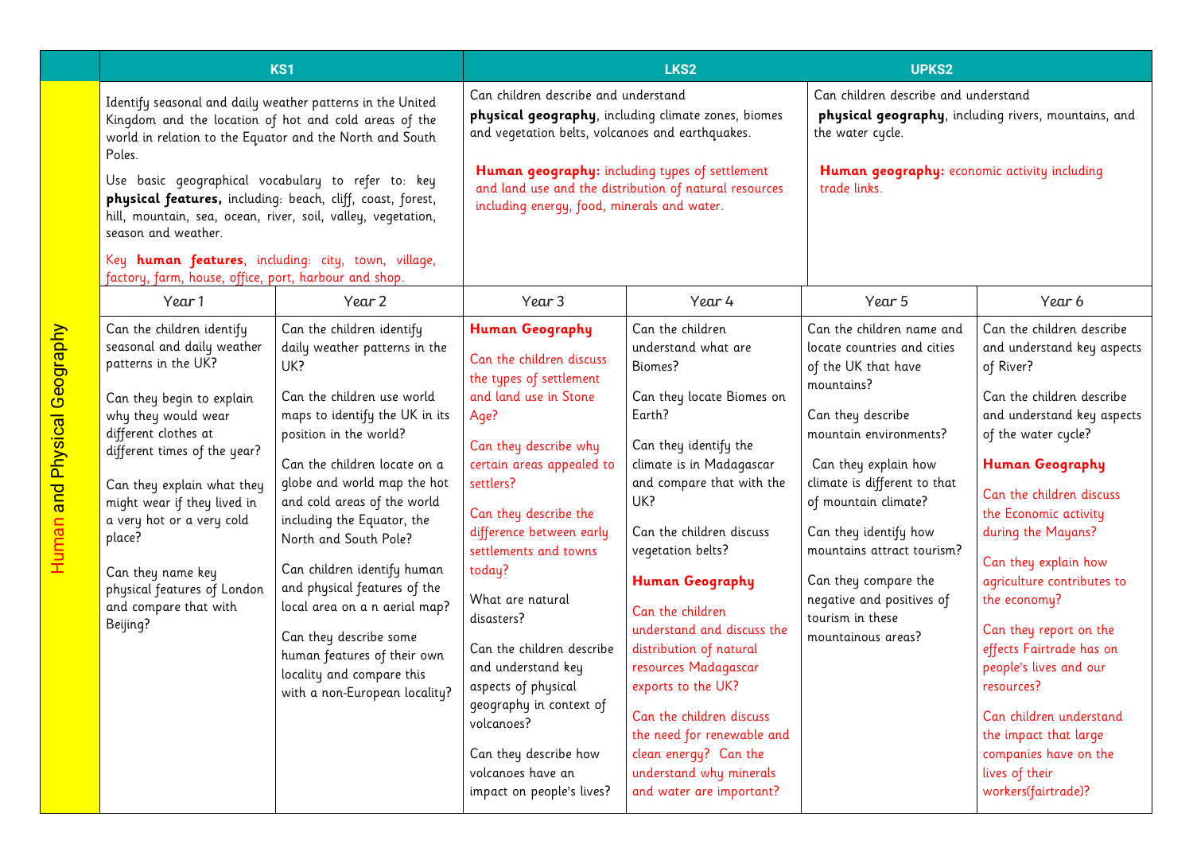| Human and Physical Geography | KS1 | | LKS2 | | UPKS2 | |
|---|---|---|---|---|---|---|
| | Identify seasonal and daily weather patterns in the United Kingdom and the location of hot and cold areas of the world in relation to the Equator and the North and South Poles.<br><br>Use basic geographical vocabulary to refer to: key **physical features,** including: beach, cliff, coast, forest, hill, mountain, sea, ocean, river, soil, valley, vegetation, season and weather.<br><br>Key **human features**, including: city, town, village, factory, farm, house, office, port, harbour and shop. | | Can children describe and understand **physical geography**, including climate zones, biomes and vegetation belts, volcanoes and earthquakes.<br><br>**Human geography:** including types of settlement and land use and the distribution of natural resources including energy, food, minerals and water. | | Can children describe and understand **physical geography**, including rivers, mountains, and the water cycle.<br><br>**Human geography:** economic activity including trade links. | |
| | Year 1 | Year 2 | Year 3 | Year 4 | Year 5 | Year 6 |
| | Can the children identify seasonal and daily weather patterns in the UK?<br><br>Can they begin to explain why they would wear different clothes at different times of the year?<br><br>Can they explain what they might wear if they lived in a very hot or a very cold place?<br><br>Can they name key physical features of London and compare that with Beijing? | Can the children identify daily weather patterns in the UK?<br><br>Can the children use world maps to identify the UK in its position in the world?<br><br>Can the children locate on a globe and world map the hot and cold areas of the world including the Equator, the North and South Pole?<br><br>Can children identify human and physical features of the local area on a n aerial map?<br><br>Can they describe some human features of their own locality and compare this with a non-European locality? | **Human Geography**<br><br>Can the children discuss the types of settlement and land use in Stone Age?<br><br>Can they describe why certain areas appealed to settlers?<br><br>Can they describe the difference between early settlements and towns today?<br><br>What are natural disasters?<br><br>Can the children describe and understand key aspects of physical geography in context of volcanoes?<br><br>Can they describe how volcanoes have an impact on people's lives? | Can the children understand what are Biomes?<br><br>Can they locate Biomes on Earth?<br><br>Can they identify the climate is in Madagascar and compare that with the UK?<br><br>Can the children discuss vegetation belts?<br><br>**Human Geography**<br><br>Can the children understand and discuss the distribution of natural resources Madagascar exports to the UK?<br><br>Can the children discuss the need for renewable and clean energy? Can the understand why minerals and water are important? | Can the children name and locate countries and cities of the UK that have mountains?<br><br>Can they describe mountain environments?<br><br>Can they explain how climate is different to that of mountain climate?<br><br>Can they identify how mountains attract tourism?<br><br>Can they compare the negative and positives of tourism in these mountainous areas? | Can the children describe and understand key aspects of River?<br><br>Can the children describe and understand key aspects of the water cycle?<br><br>**Human Geography**<br><br>Can the children discuss the Economic activity during the Mayans?<br><br>Can they explain how agriculture contributes to the economy?<br><br>Can they report on the effects Fairtrade has on people's lives and our resources?<br><br>Can children understand the impact that large companies have on the lives of their workers(fairtrade)? |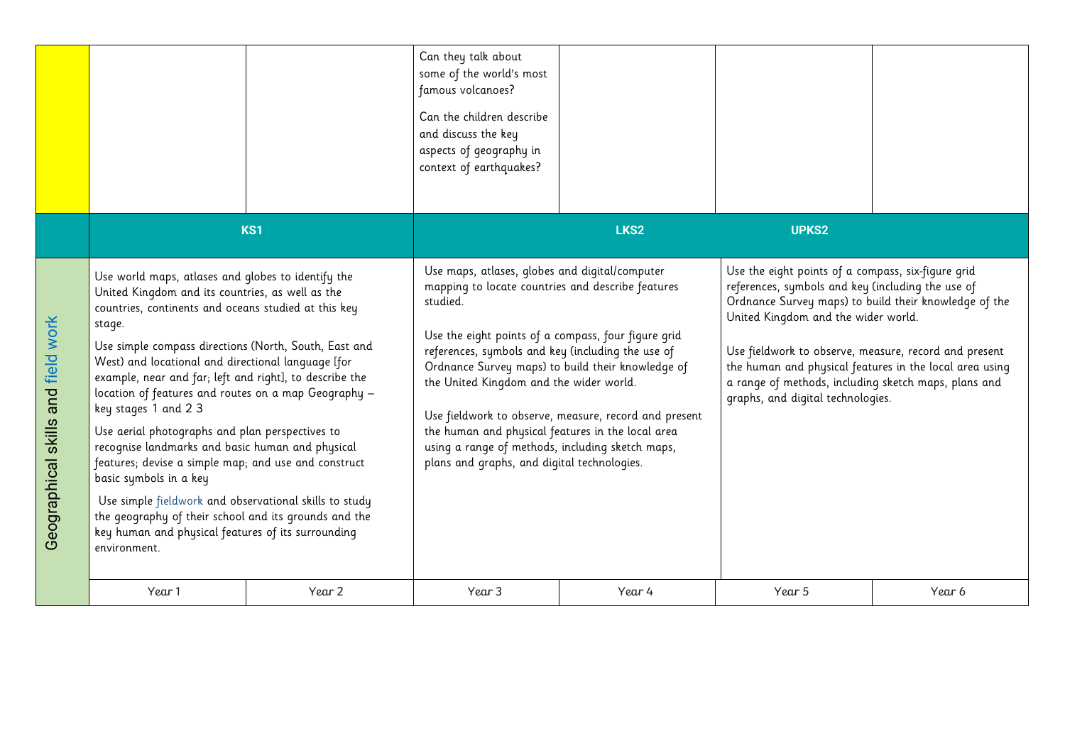|  |  |  |  |  |  |  |
|---|---|---|---|---|---|---|
|  |  |  | Can they talk about some of the world's most famous volcanoes?<br><br>Can the children describe and discuss the key aspects of geography in context of earthquakes? |  |  |  |
|  | KS1 |  | LKS2 |  | UPKS2 |  |
| Geographical skills and field work | Use world maps, atlases and globes to identify the United Kingdom and its countries, as well as the countries, continents and oceans studied at this key stage.<br><br>Use simple compass directions (North, South, East and West) and locational and directional language [for example, near and far; left and right], to describe the location of features and routes on a map Geography – key stages 1 and 2 3<br><br>Use aerial photographs and plan perspectives to recognise landmarks and basic human and physical features; devise a simple map; and use and construct basic symbols in a key<br><br>Use simple fieldwork and observational skills to study the geography of their school and its grounds and the key human and physical features of its surrounding environment. |  | Use maps, atlases, globes and digital/computer mapping to locate countries and describe features studied.<br><br>Use the eight points of a compass, four figure grid references, symbols and key (including the use of Ordnance Survey maps) to build their knowledge of the United Kingdom and the wider world.<br><br>Use fieldwork to observe, measure, record and present the human and physical features in the local area using a range of methods, including sketch maps, plans and graphs, and digital technologies. |  | Use the eight points of a compass, six-figure grid references, symbols and key (including the use of Ordnance Survey maps) to build their knowledge of the United Kingdom and the wider world.<br><br>Use fieldwork to observe, measure, record and present the human and physical features in the local area using a range of methods, including sketch maps, plans and graphs, and digital technologies. |  |
|  | Year 1 | Year 2 | Year 3 | Year 4 | Year 5 | Year 6 |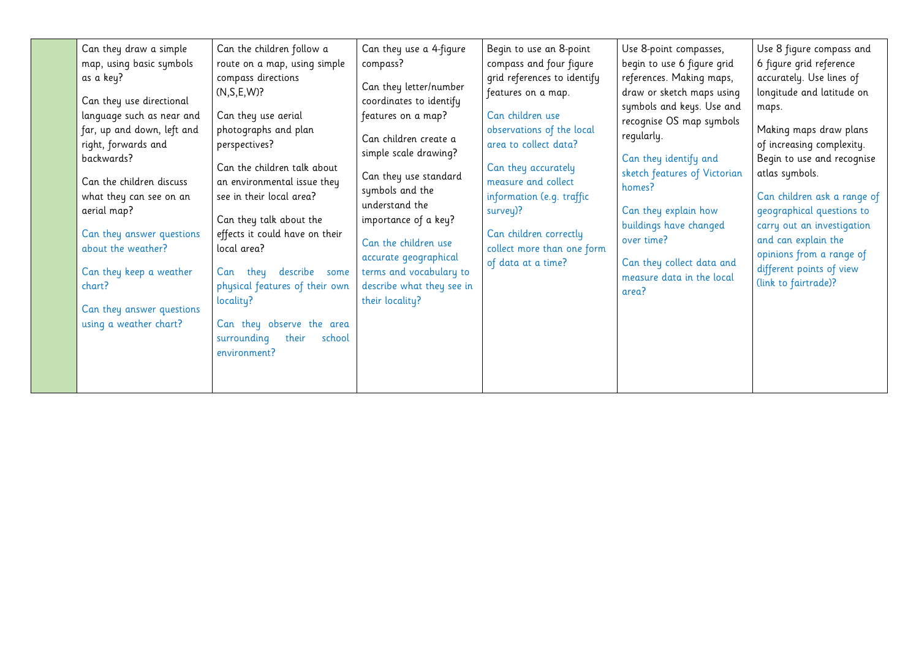| | | | | | | |
|---|---|---|---|---|---|---|
| | Can they draw a simple map, using basic symbols as a key?<br><br>Can they use directional language such as near and far, up and down, left and right, forwards and backwards?<br><br>Can the children discuss what they can see on an aerial map?<br><br>Can they answer questions about the weather?<br><br>Can they keep a weather chart?<br><br>Can they answer questions using a weather chart? | Can the children follow a route on a map, using simple compass directions (N,S,E,W)?<br><br>Can they use aerial photographs and plan perspectives?<br><br>Can the children talk about an environmental issue they see in their local area?<br><br>Can they talk about the effects it could have on their local area?<br><br>Can they describe some physical features of their own locality?<br><br>Can they observe the area surrounding their school environment? | Can they use a 4-figure compass?<br><br>Can they letter/number coordinates to identify features on a map?<br><br>Can children create a simple scale drawing?<br><br>Can they use standard symbols and the understand the importance of a key?<br><br>Can the children use accurate geographical terms and vocabulary to describe what they see in their locality? | Begin to use an 8-point compass and four figure grid references to identify features on a map.<br><br>Can children use observations of the local area to collect data?<br><br>Can they accurately measure and collect information (e.g. traffic survey)?<br><br>Can children correctly collect more than one form of data at a time? | Use 8-point compasses, begin to use 6 figure grid references. Making maps, draw or sketch maps using symbols and keys. Use and recognise OS map symbols regularly.<br><br>Can they identify and sketch features of Victorian homes?<br><br>Can they explain how buildings have changed over time?<br><br>Can they collect data and measure data in the local area? | Use 8 figure compass and 6 figure grid reference accurately. Use lines of longitude and latitude on maps.<br><br>Making maps draw plans of increasing complexity. Begin to use and recognise atlas symbols.<br><br>Can children ask a range of geographical questions to carry out an investigation and can explain the opinions from a range of different points of view (link to fairtrade)? |